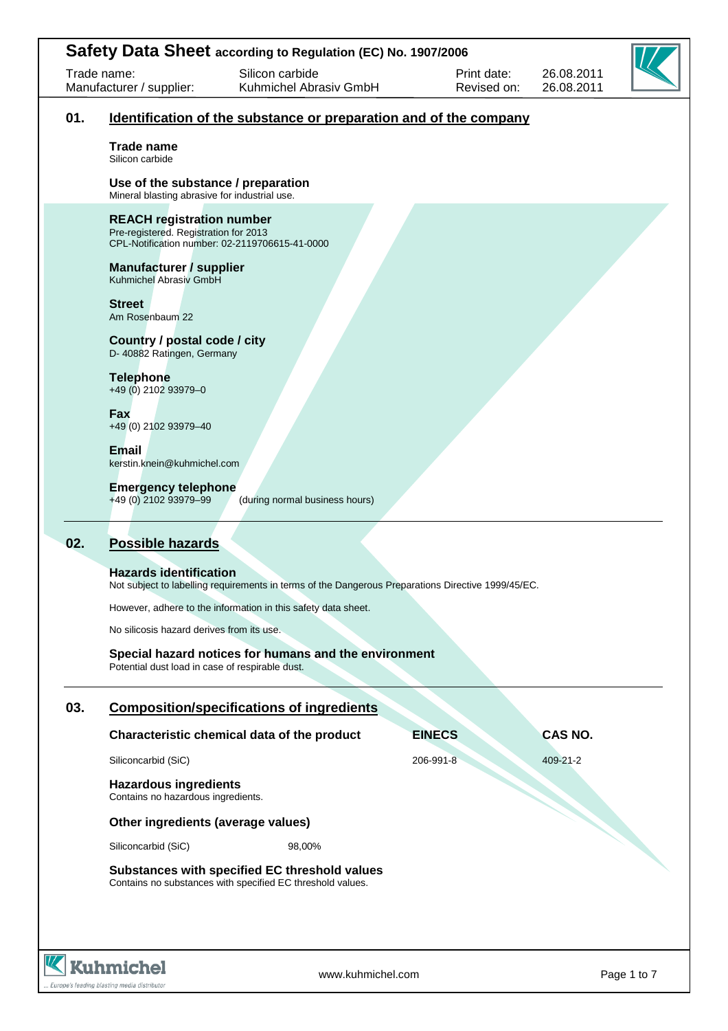# Safety Data Sheet according to Regulation (EC) No. 1907/2006

| Trade name: | Silicon carbide | Print date: | 26.08.2011 |
|---|---|---|---|
| Manufacturer / supplier: | Kuhmichel Abrasiv GmbH | Revised on: | 26.08.2011 |

## 01. Identification of the substance or preparation and of the company

**Trade name**
Silicon carbide

**Use of the substance / preparation**
Mineral blasting abrasive for industrial use.

**REACH registration number**
Pre-registered. Registration for 2013
CPL-Notification number: 02-2119706615-41-0000

**Manufacturer / supplier**
Kuhmichel Abrasiv GmbH

**Street**
Am Rosenbaum 22

**Country / postal code / city**
D- 40882 Ratingen, Germany

**Telephone**
+49 (0) 2102 93979–0

**Fax**
+49 (0) 2102 93979–40

**Email**
kerstin.knein@kuhmichel.com

**Emergency telephone**
+49 (0) 2102 93979–99 (during normal business hours)

## 02. Possible hazards

**Hazards identification**
Not subject to labelling requirements in terms of the Dangerous Preparations Directive 1999/45/EC.

However, adhere to the information in this safety data sheet.

No silicosis hazard derives from its use.

**Special hazard notices for humans and the environment**
Potential dust load in case of respirable dust.

## 03. Composition/specifications of ingredients

| Characteristic chemical data of the product | EINECS | CAS NO. |
|---|---|---|
| Siliconcarbid (SiC) | 206-991-8 | 409-21-2 |

**Hazardous ingredients**
Contains no hazardous ingredients.

**Other ingredients (average values)**

| Siliconcarbid (SiC) | 98,00% |
|---|---|

**Substances with specified EC threshold values**
Contains no substances with specified EC threshold values.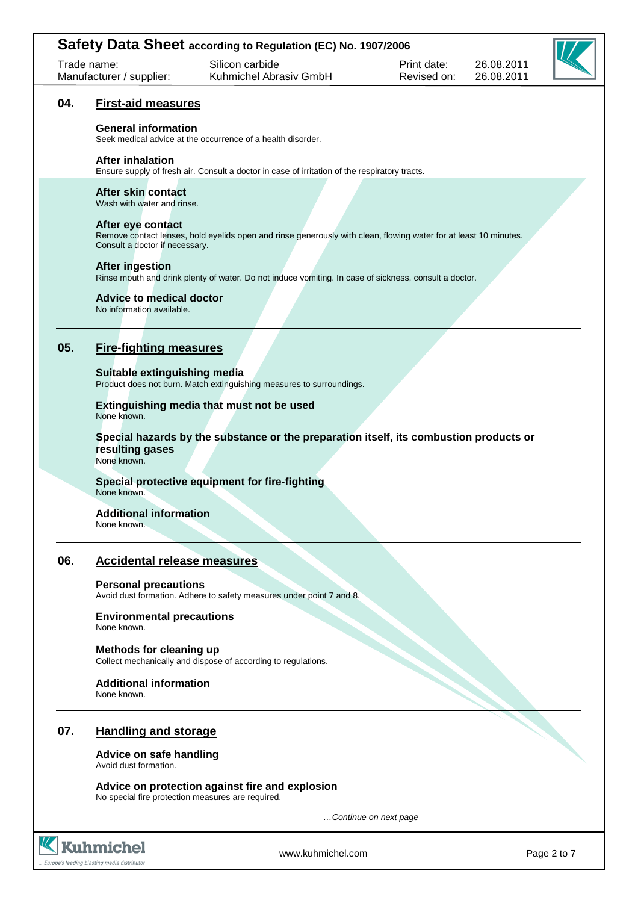## 04. First-aid measures

### General information

Seek medical advice at the occurrence of a health disorder.

### After inhalation

Ensure supply of fresh air. Consult a doctor in case of irritation of the respiratory tracts.

### After skin contact

Wash with water and rinse.

### After eye contact

Remove contact lenses, hold eyelids open and rinse generously with clean, flowing water for at least 10 minutes. Consult a doctor if necessary.

### After ingestion

Rinse mouth and drink plenty of water. Do not induce vomiting. In case of sickness, consult a doctor.

### Advice to medical doctor

No information available.

## 05. Fire-fighting measures

### Suitable extinguishing media

Product does not burn. Match extinguishing measures to surroundings.

### Extinguishing media that must not be used

None known.

### Special hazards by the substance or the preparation itself, its combustion products or resulting gases

None known.

### Special protective equipment for fire-fighting

None known.

### Additional information

None known.

## 06. Accidental release measures

### Personal precautions

Avoid dust formation. Adhere to safety measures under point 7 and 8.

### Environmental precautions

None known.

### Methods for cleaning up

Collect mechanically and dispose of according to regulations.

### Additional information

None known.

## 07. Handling and storage

### Advice on safe handling

Avoid dust formation.

### Advice on protection against fire and explosion

No special fire protection measures are required.

*…Continue on next page*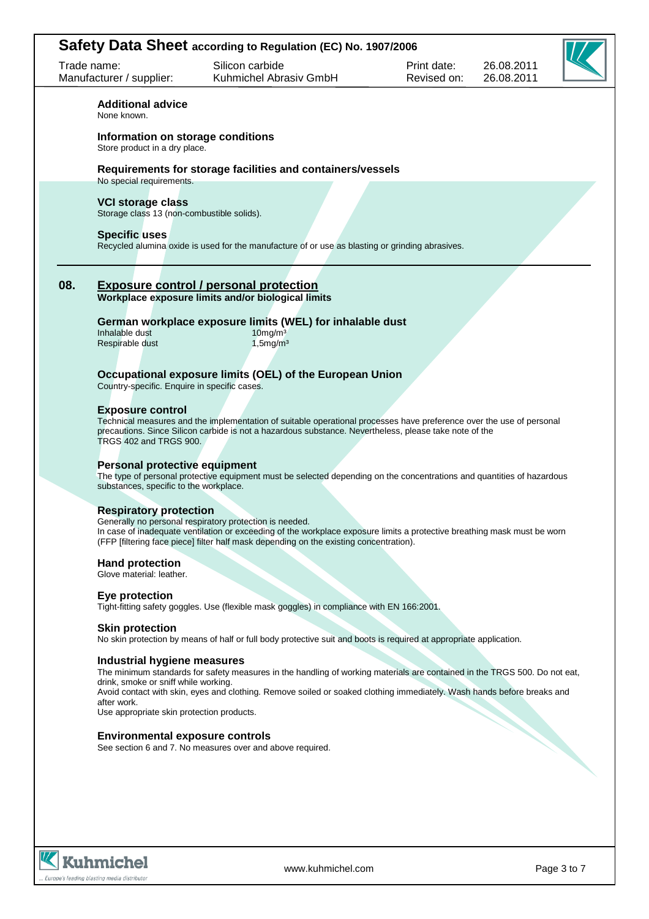**Additional advice**
None known.

**Information on storage conditions**
Store product in a dry place.

**Requirements for storage facilities and containers/vessels**
No special requirements.

**VCI storage class**
Storage class 13 (non-combustible solids).

**Specific uses**
Recycled alumina oxide is used for the manufacture of or use as blasting or grinding abrasives.

## 08. Exposure control / personal protection

**Workplace exposure limits and/or biological limits**

**German workplace exposure limits (WEL) for inhalable dust**

| | |
|---|---|
| Inhalable dust | 10mg/m³ |
| Respirable dust | 1,5mg/m³ |

**Occupational exposure limits (OEL) of the European Union**
Country-specific. Enquire in specific cases.

**Exposure control**
Technical measures and the implementation of suitable operational processes have preference over the use of personal precautions. Since Silicon carbide is not a hazardous substance. Nevertheless, please take note of the TRGS 402 and TRGS 900.

**Personal protective equipment**
The type of personal protective equipment must be selected depending on the concentrations and quantities of hazardous substances, specific to the workplace.

**Respiratory protection**
Generally no personal respiratory protection is needed.
In case of inadequate ventilation or exceeding of the workplace exposure limits a protective breathing mask must be worn (FFP [filtering face piece] filter half mask depending on the existing concentration).

**Hand protection**
Glove material: leather.

**Eye protection**
Tight-fitting safety goggles. Use (flexible mask goggles) in compliance with EN 166:2001.

**Skin protection**
No skin protection by means of half or full body protective suit and boots is required at appropriate application.

**Industrial hygiene measures**
The minimum standards for safety measures in the handling of working materials are contained in the TRGS 500. Do not eat, drink, smoke or sniff while working.
Avoid contact with skin, eyes and clothing. Remove soiled or soaked clothing immediately. Wash hands before breaks and after work.
Use appropriate skin protection products.

**Environmental exposure controls**
See section 6 and 7. No measures over and above required.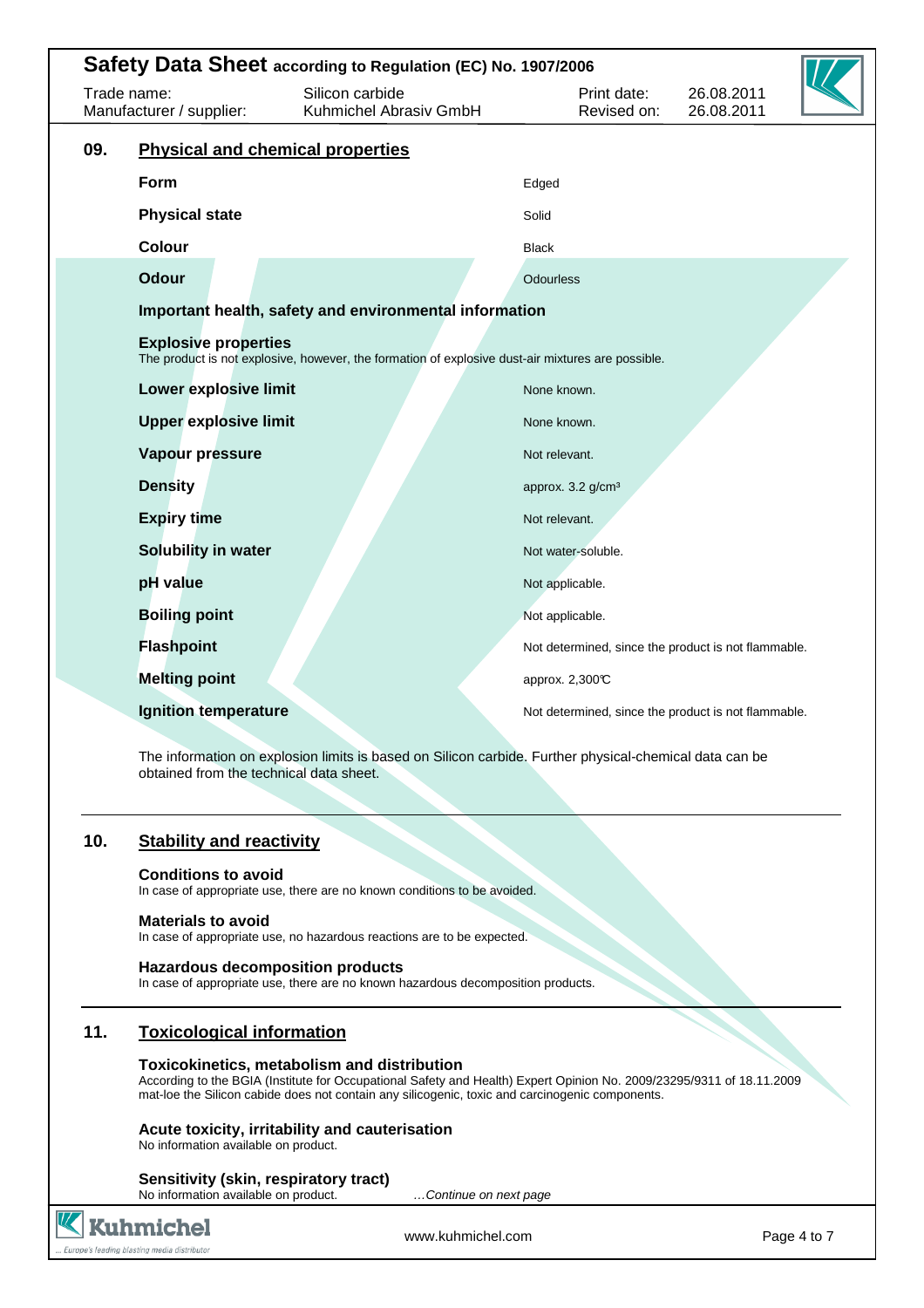## 09. Physical and chemical properties

| Property | Value |
|---|---|
| **Form** | Edged |
| **Physical state** | Solid |
| **Colour** | Black |
| **Odour** | Odourless |

**Important health, safety and environmental information**

**Explosive properties**
The product is not explosive, however, the formation of explosive dust-air mixtures are possible.

| Property | Value |
|---|---|
| **Lower explosive limit** | None known. |
| **Upper explosive limit** | None known. |
| **Vapour pressure** | Not relevant. |
| **Density** | approx. 3.2 g/cm³ |
| **Expiry time** | Not relevant. |
| **Solubility in water** | Not water-soluble. |
| **pH value** | Not applicable. |
| **Boiling point** | Not applicable. |
| **Flashpoint** | Not determined, since the product is not flammable. |
| **Melting point** | approx. 2,300℃ |
| **Ignition temperature** | Not determined, since the product is not flammable. |

The information on explosion limits is based on Silicon carbide. Further physical-chemical data can be obtained from the technical data sheet.

## 10. Stability and reactivity

**Conditions to avoid**
In case of appropriate use, there are no known conditions to be avoided.

**Materials to avoid**
In case of appropriate use, no hazardous reactions are to be expected.

**Hazardous decomposition products**
In case of appropriate use, there are no known hazardous decomposition products.

## 11. Toxicological information

**Toxicokinetics, metabolism and distribution**
According to the BGIA (Institute for Occupational Safety and Health) Expert Opinion No. 2009/23295/9311 of 18.11.2009 mat-loe the Silicon cabide does not contain any silicogenic, toxic and carcinogenic components.

**Acute toxicity, irritability and cauterisation**
No information available on product.

**Sensitivity (skin, respiratory tract)**
No information available on product.

*…Continue on next page*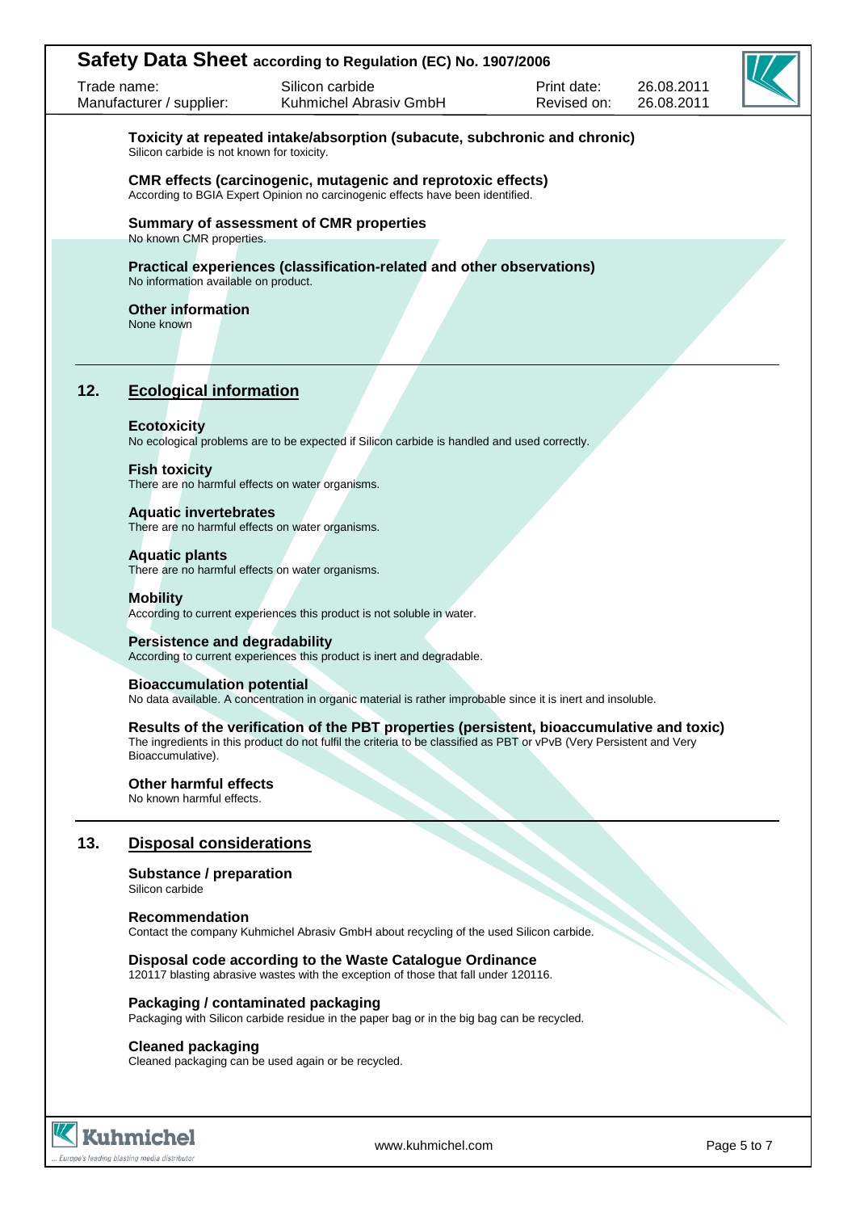**Toxicity at repeated intake/absorption (subacute, subchronic and chronic)**
Silicon carbide is not known for toxicity.

**CMR effects (carcinogenic, mutagenic and reprotoxic effects)**
According to BGIA Expert Opinion no carcinogenic effects have been identified.

**Summary of assessment of CMR properties**
No known CMR properties.

**Practical experiences (classification-related and other observations)**
No information available on product.

**Other information**
None known

## 12. Ecological information

**Ecotoxicity**
No ecological problems are to be expected if Silicon carbide is handled and used correctly.

**Fish toxicity**
There are no harmful effects on water organisms.

**Aquatic invertebrates**
There are no harmful effects on water organisms.

**Aquatic plants**
There are no harmful effects on water organisms.

**Mobility**
According to current experiences this product is not soluble in water.

**Persistence and degradability**
According to current experiences this product is inert and degradable.

**Bioaccumulation potential**
No data available. A concentration in organic material is rather improbable since it is inert and insoluble.

**Results of the verification of the PBT properties (persistent, bioaccumulative and toxic)**
The ingredients in this product do not fulfil the criteria to be classified as PBT or vPvB (Very Persistent and Very Bioaccumulative).

**Other harmful effects**
No known harmful effects.

## 13. Disposal considerations

**Substance / preparation**
Silicon carbide

**Recommendation**
Contact the company Kuhmichel Abrasiv GmbH about recycling of the used Silicon carbide.

**Disposal code according to the Waste Catalogue Ordinance**
120117 blasting abrasive wastes with the exception of those that fall under 120116.

**Packaging / contaminated packaging**
Packaging with Silicon carbide residue in the paper bag or in the big bag can be recycled.

**Cleaned packaging**
Cleaned packaging can be used again or be recycled.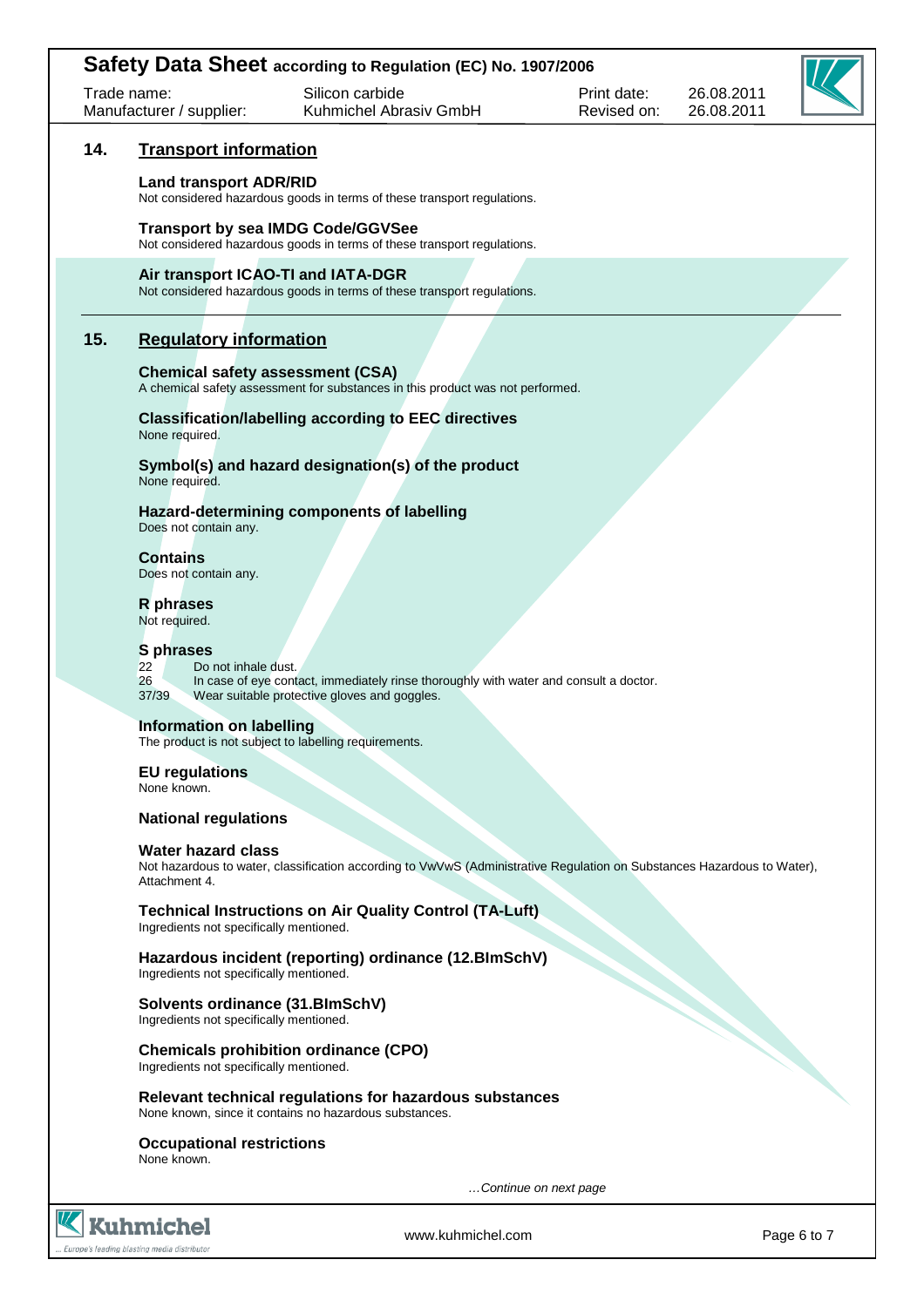## 14. Transport information

### Land transport ADR/RID

Not considered hazardous goods in terms of these transport regulations.

### Transport by sea IMDG Code/GGVSee

Not considered hazardous goods in terms of these transport regulations.

### Air transport ICAO-TI and IATA-DGR

Not considered hazardous goods in terms of these transport regulations.

## 15. Regulatory information

### Chemical safety assessment (CSA)

A chemical safety assessment for substances in this product was not performed.

### Classification/labelling according to EEC directives

None required.

### Symbol(s) and hazard designation(s) of the product

None required.

### Hazard-determining components of labelling

Does not contain any.

### Contains

Does not contain any.

### R phrases

Not required.

### S phrases

| | |
|---|---|
| 22 | Do not inhale dust. |
| 26 | In case of eye contact, immediately rinse thoroughly with water and consult a doctor. |
| 37/39 | Wear suitable protective gloves and goggles. |

### Information on labelling

The product is not subject to labelling requirements.

### EU regulations

None known.

### National regulations

### Water hazard class

Not hazardous to water, classification according to VwVwS (Administrative Regulation on Substances Hazardous to Water), Attachment 4.

### Technical Instructions on Air Quality Control (TA-Luft)

Ingredients not specifically mentioned.

### Hazardous incident (reporting) ordinance (12.BImSchV)

Ingredients not specifically mentioned.

### Solvents ordinance (31.BImSchV)

Ingredients not specifically mentioned.

### Chemicals prohibition ordinance (CPO)

Ingredients not specifically mentioned.

### Relevant technical regulations for hazardous substances

None known, since it contains no hazardous substances.

### Occupational restrictions

None known.

*…Continue on next page*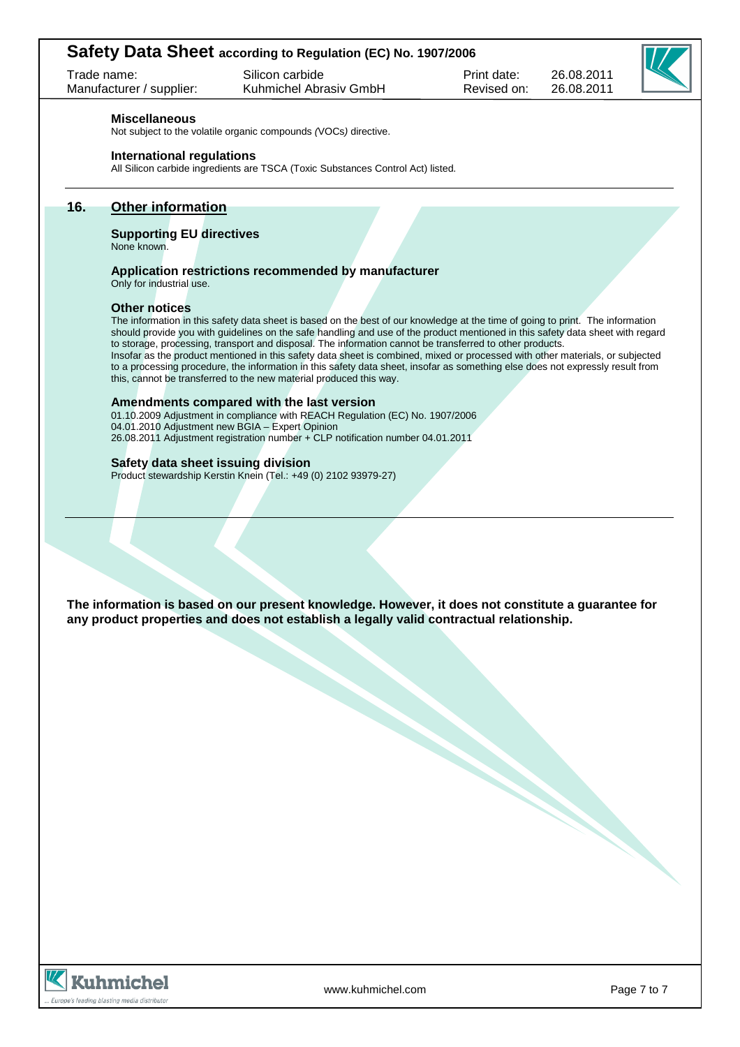### Miscellaneous

Not subject to the volatile organic compounds (VOCs) directive.

### International regulations

All Silicon carbide ingredients are TSCA (Toxic Substances Control Act) listed.

## 16. Other information

### Supporting EU directives

None known.

### Application restrictions recommended by manufacturer

Only for industrial use.

### Other notices

The information in this safety data sheet is based on the best of our knowledge at the time of going to print. The information should provide you with guidelines on the safe handling and use of the product mentioned in this safety data sheet with regard to storage, processing, transport and disposal. The information cannot be transferred to other products.
Insofar as the product mentioned in this safety data sheet is combined, mixed or processed with other materials, or subjected to a processing procedure, the information in this safety data sheet, insofar as something else does not expressly result from this, cannot be transferred to the new material produced this way.

### Amendments compared with the last version

01.10.2009 Adjustment in compliance with REACH Regulation (EC) No. 1907/2006
04.01.2010 Adjustment new BGIA – Expert Opinion
26.08.2011 Adjustment registration number + CLP notification number 04.01.2011

### Safety data sheet issuing division

Product stewardship Kerstin Knein (Tel.: +49 (0) 2102 93979-27)

**The information is based on our present knowledge. However, it does not constitute a guarantee for any product properties and does not establish a legally valid contractual relationship.**